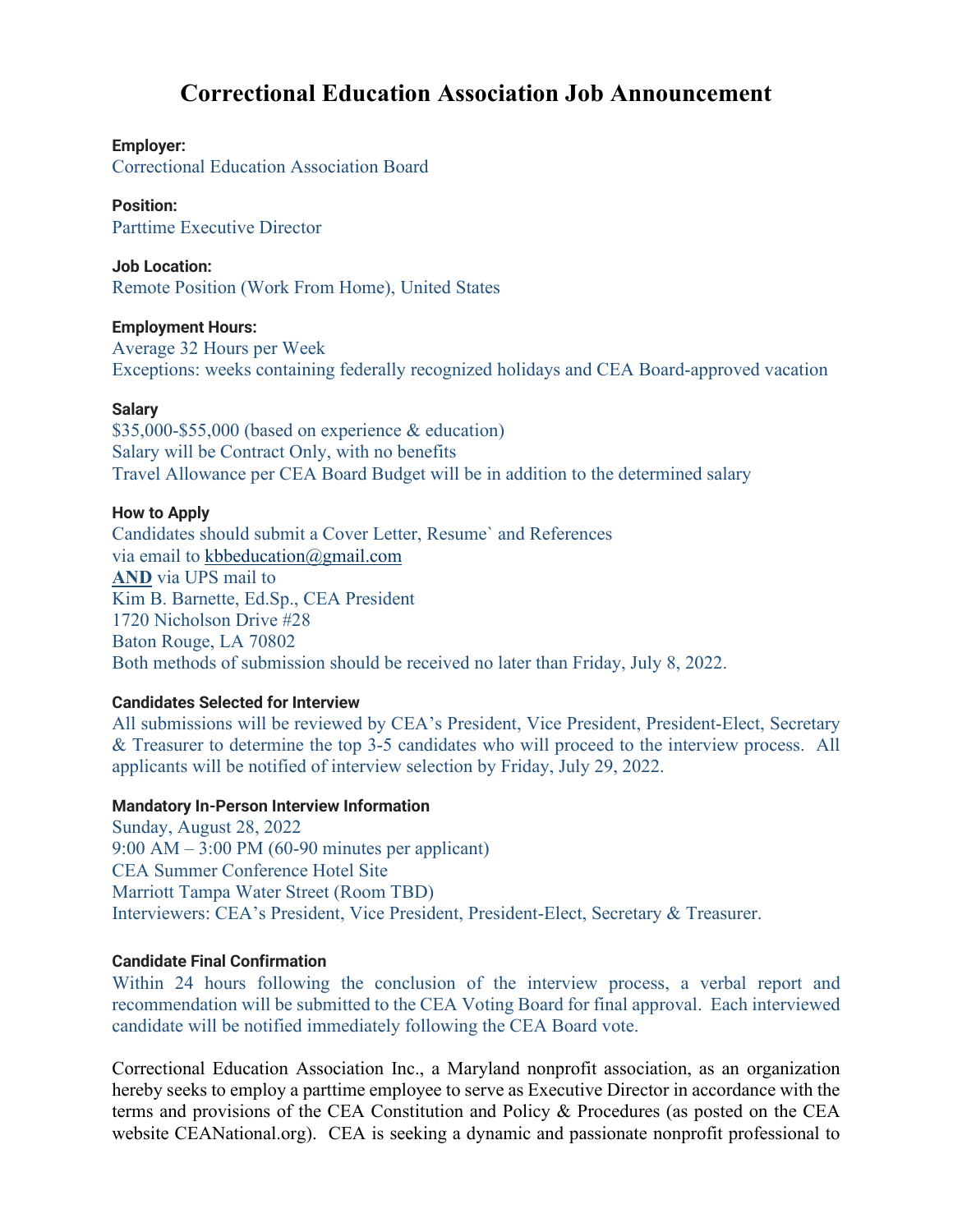# Correctional Education Association Job Announcement

**Employer:**
Correctional Education Association Board

**Position:**
Parttime Executive Director

**Job Location:**
Remote Position (Work From Home), United States

**Employment Hours:**
Average 32 Hours per Week
Exceptions: weeks containing federally recognized holidays and CEA Board-approved vacation

**Salary**
$35,000-$55,000 (based on experience & education)
Salary will be Contract Only, with no benefits
Travel Allowance per CEA Board Budget will be in addition to the determined salary

**How to Apply**
Candidates should submit a Cover Letter, Resume` and References
via email to kbbeducation@gmail.com
**AND** via UPS mail to
Kim B. Barnette, Ed.Sp., CEA President
1720 Nicholson Drive #28
Baton Rouge, LA 70802
Both methods of submission should be received no later than Friday, July 8, 2022.

**Candidates Selected for Interview**
All submissions will be reviewed by CEA's President, Vice President, President-Elect, Secretary & Treasurer to determine the top 3-5 candidates who will proceed to the interview process. All applicants will be notified of interview selection by Friday, July 29, 2022.

**Mandatory In-Person Interview Information**
Sunday, August 28, 2022
9:00 AM – 3:00 PM (60-90 minutes per applicant)
CEA Summer Conference Hotel Site
Marriott Tampa Water Street (Room TBD)
Interviewers: CEA's President, Vice President, President-Elect, Secretary & Treasurer.

**Candidate Final Confirmation**
Within 24 hours following the conclusion of the interview process, a verbal report and recommendation will be submitted to the CEA Voting Board for final approval. Each interviewed candidate will be notified immediately following the CEA Board vote.

Correctional Education Association Inc., a Maryland nonprofit association, as an organization hereby seeks to employ a parttime employee to serve as Executive Director in accordance with the terms and provisions of the CEA Constitution and Policy & Procedures (as posted on the CEA website CEANational.org). CEA is seeking a dynamic and passionate nonprofit professional to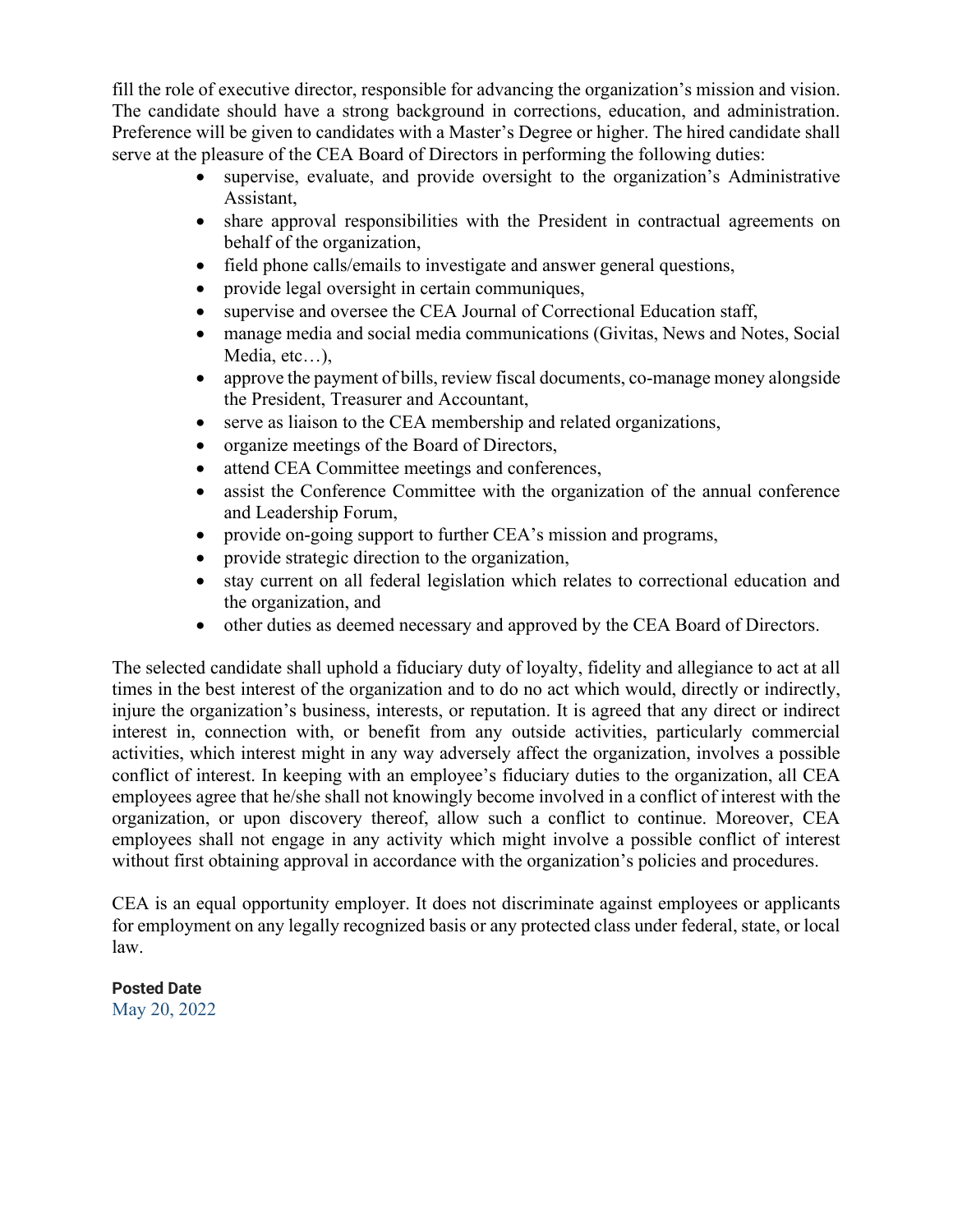fill the role of executive director, responsible for advancing the organization's mission and vision. The candidate should have a strong background in corrections, education, and administration. Preference will be given to candidates with a Master's Degree or higher. The hired candidate shall serve at the pleasure of the CEA Board of Directors in performing the following duties:

- supervise, evaluate, and provide oversight to the organization's Administrative Assistant,
- share approval responsibilities with the President in contractual agreements on behalf of the organization,
- field phone calls/emails to investigate and answer general questions,
- provide legal oversight in certain communiques,
- supervise and oversee the CEA Journal of Correctional Education staff,
- manage media and social media communications (Givitas, News and Notes, Social Media, etc…),
- approve the payment of bills, review fiscal documents, co-manage money alongside the President, Treasurer and Accountant,
- serve as liaison to the CEA membership and related organizations,
- organize meetings of the Board of Directors,
- attend CEA Committee meetings and conferences,
- assist the Conference Committee with the organization of the annual conference and Leadership Forum,
- provide on-going support to further CEA's mission and programs,
- provide strategic direction to the organization,
- stay current on all federal legislation which relates to correctional education and the organization, and
- other duties as deemed necessary and approved by the CEA Board of Directors.

The selected candidate shall uphold a fiduciary duty of loyalty, fidelity and allegiance to act at all times in the best interest of the organization and to do no act which would, directly or indirectly, injure the organization's business, interests, or reputation. It is agreed that any direct or indirect interest in, connection with, or benefit from any outside activities, particularly commercial activities, which interest might in any way adversely affect the organization, involves a possible conflict of interest. In keeping with an employee's fiduciary duties to the organization, all CEA employees agree that he/she shall not knowingly become involved in a conflict of interest with the organization, or upon discovery thereof, allow such a conflict to continue. Moreover, CEA employees shall not engage in any activity which might involve a possible conflict of interest without first obtaining approval in accordance with the organization's policies and procedures.

CEA is an equal opportunity employer. It does not discriminate against employees or applicants for employment on any legally recognized basis or any protected class under federal, state, or local law.

**Posted Date**

May 20, 2022